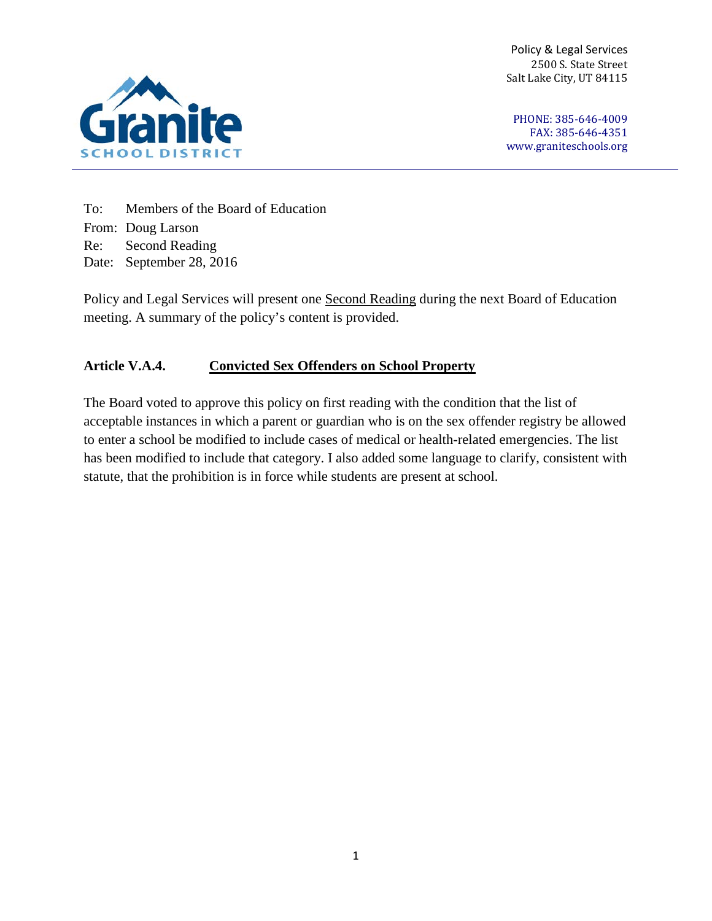Policy & Legal Services
2500 S. State Street
Salt Lake City, UT 84115

PHONE: 385-646-4009
FAX: 385-646-4351
www.graniteschools.org

Granite SCHOOL DISTRICT

To: Members of the Board of Education
From: Doug Larson
Re: Second Reading
Date: September 28, 2016

Policy and Legal Services will present one Second Reading during the next Board of Education meeting. A summary of the policy's content is provided.

**Article V.A.4.** **Convicted Sex Offenders on School Property**

The Board voted to approve this policy on first reading with the condition that the list of acceptable instances in which a parent or guardian who is on the sex offender registry be allowed to enter a school be modified to include cases of medical or health-related emergencies. The list has been modified to include that category. I also added some language to clarify, consistent with statute, that the prohibition is in force while students are present at school.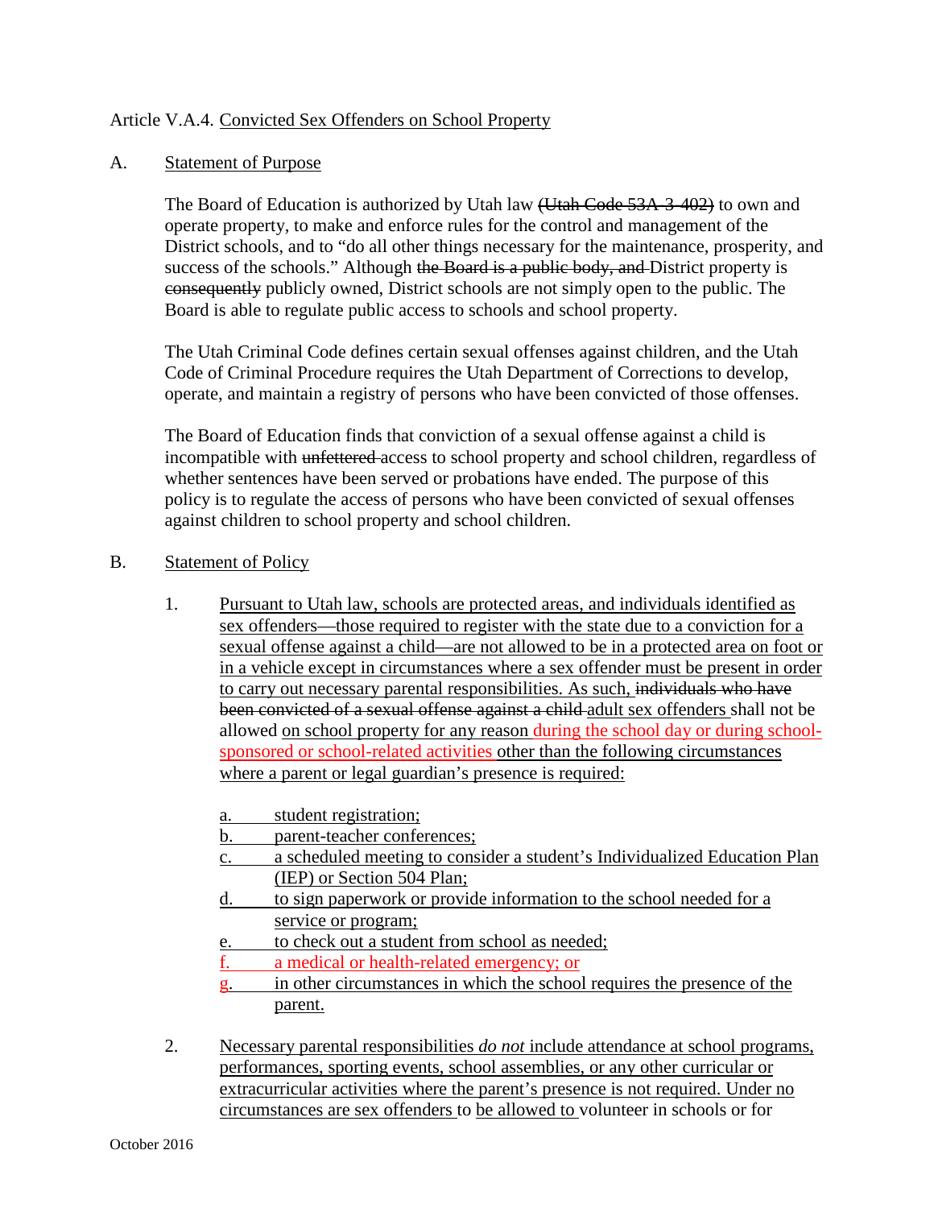Article V.A.4. Convicted Sex Offenders on School Property

A. Statement of Purpose

The Board of Education is authorized by Utah law (Utah Code 53A-3-402) to own and operate property, to make and enforce rules for the control and management of the District schools, and to "do all other things necessary for the maintenance, prosperity, and success of the schools." Although the Board is a public body, and District property is consequently publicly owned, District schools are not simply open to the public. The Board is able to regulate public access to schools and school property.

The Utah Criminal Code defines certain sexual offenses against children, and the Utah Code of Criminal Procedure requires the Utah Department of Corrections to develop, operate, and maintain a registry of persons who have been convicted of those offenses.

The Board of Education finds that conviction of a sexual offense against a child is incompatible with unfettered access to school property and school children, regardless of whether sentences have been served or probations have ended. The purpose of this policy is to regulate the access of persons who have been convicted of sexual offenses against children to school property and school children.

B. Statement of Policy

1. Pursuant to Utah law, schools are protected areas, and individuals identified as sex offenders—those required to register with the state due to a conviction for a sexual offense against a child—are not allowed to be in a protected area on foot or in a vehicle except in circumstances where a sex offender must be present in order to carry out necessary parental responsibilities. As such, individuals who have been convicted of a sexual offense against a child adult sex offenders shall not be allowed on school property for any reason during the school day or during school-sponsored or school-related activities other than the following circumstances where a parent or legal guardian's presence is required:

   a. student registration;
   b. parent-teacher conferences;
   c. a scheduled meeting to consider a student's Individualized Education Plan (IEP) or Section 504 Plan;
   d. to sign paperwork or provide information to the school needed for a service or program;
   e. to check out a student from school as needed;
   f. a medical or health-related emergency; or
   g. in other circumstances in which the school requires the presence of the parent.

2. Necessary parental responsibilities *do not* include attendance at school programs, performances, sporting events, school assemblies, or any other curricular or extracurricular activities where the parent's presence is not required. Under no circumstances are sex offenders to be allowed to volunteer in schools or for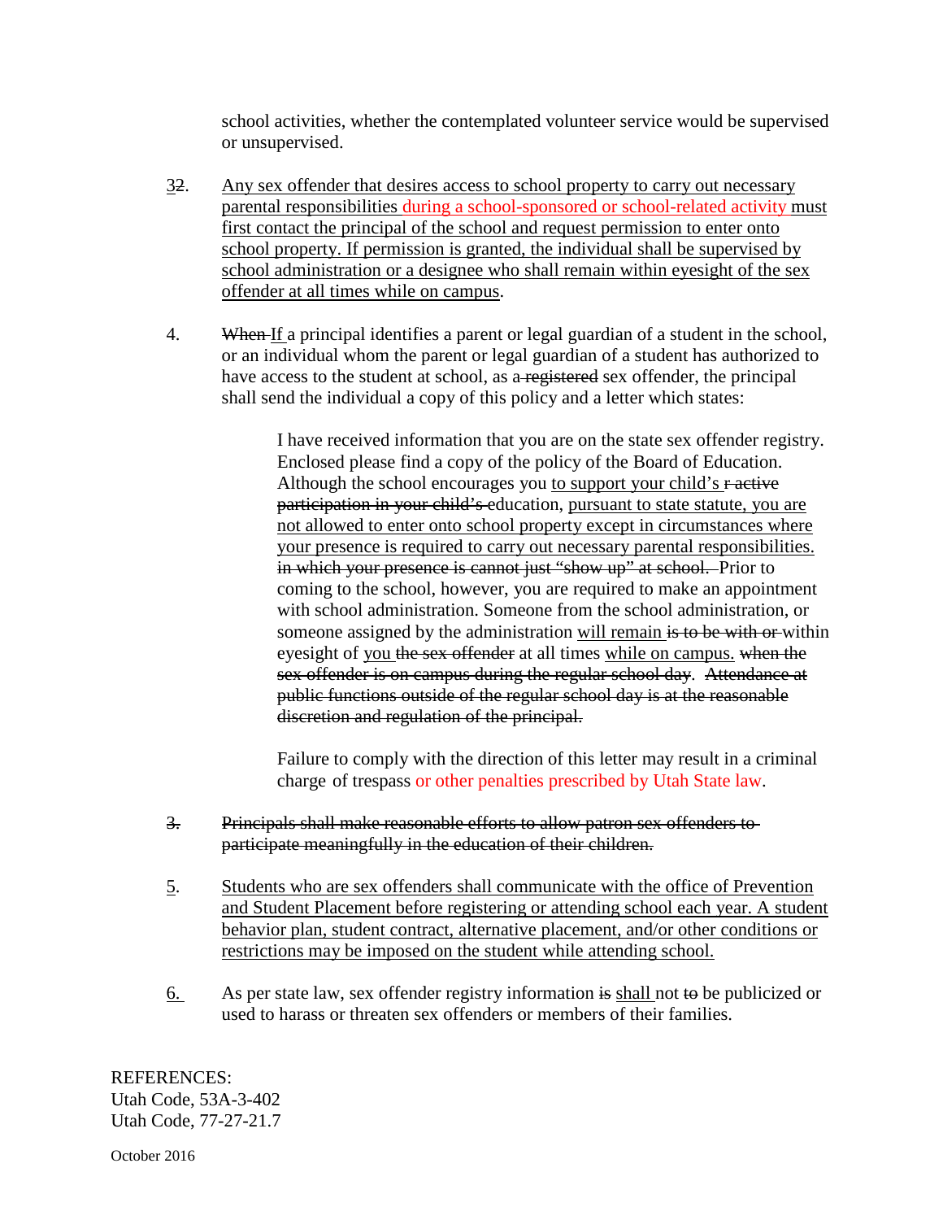school activities, whether the contemplated volunteer service would be supervised or unsupervised.

32. Any sex offender that desires access to school property to carry out necessary parental responsibilities during a school-sponsored or school-related activity must first contact the principal of the school and request permission to enter onto school property. If permission is granted, the individual shall be supervised by school administration or a designee who shall remain within eyesight of the sex offender at all times while on campus.

4. When If a principal identifies a parent or legal guardian of a student in the school, or an individual whom the parent or legal guardian of a student has authorized to have access to the student at school, as a registered sex offender, the principal shall send the individual a copy of this policy and a letter which states:

    I have received information that you are on the state sex offender registry. Enclosed please find a copy of the policy of the Board of Education. Although the school encourages you to support your child's r active participation in your child's education, pursuant to state statute, you are not allowed to enter onto school property except in circumstances where your presence is required to carry out necessary parental responsibilities. in which your presence is cannot just "show up" at school. Prior to coming to the school, however, you are required to make an appointment with school administration. Someone from the school administration, or someone assigned by the administration will remain is to be with or within eyesight of you the sex offender at all times while on campus. when the sex offender is on campus during the regular school day. Attendance at public functions outside of the regular school day is at the reasonable discretion and regulation of the principal.

    Failure to comply with the direction of this letter may result in a criminal charge of trespass or other penalties prescribed by Utah State law.

3. Principals shall make reasonable efforts to allow patron sex offenders to participate meaningfully in the education of their children.

5. Students who are sex offenders shall communicate with the office of Prevention and Student Placement before registering or attending school each year. A student behavior plan, student contract, alternative placement, and/or other conditions or restrictions may be imposed on the student while attending school.

6. As per state law, sex offender registry information is shall not to be publicized or used to harass or threaten sex offenders or members of their families.

REFERENCES:
Utah Code, 53A-3-402
Utah Code, 77-27-21.7

October 2016